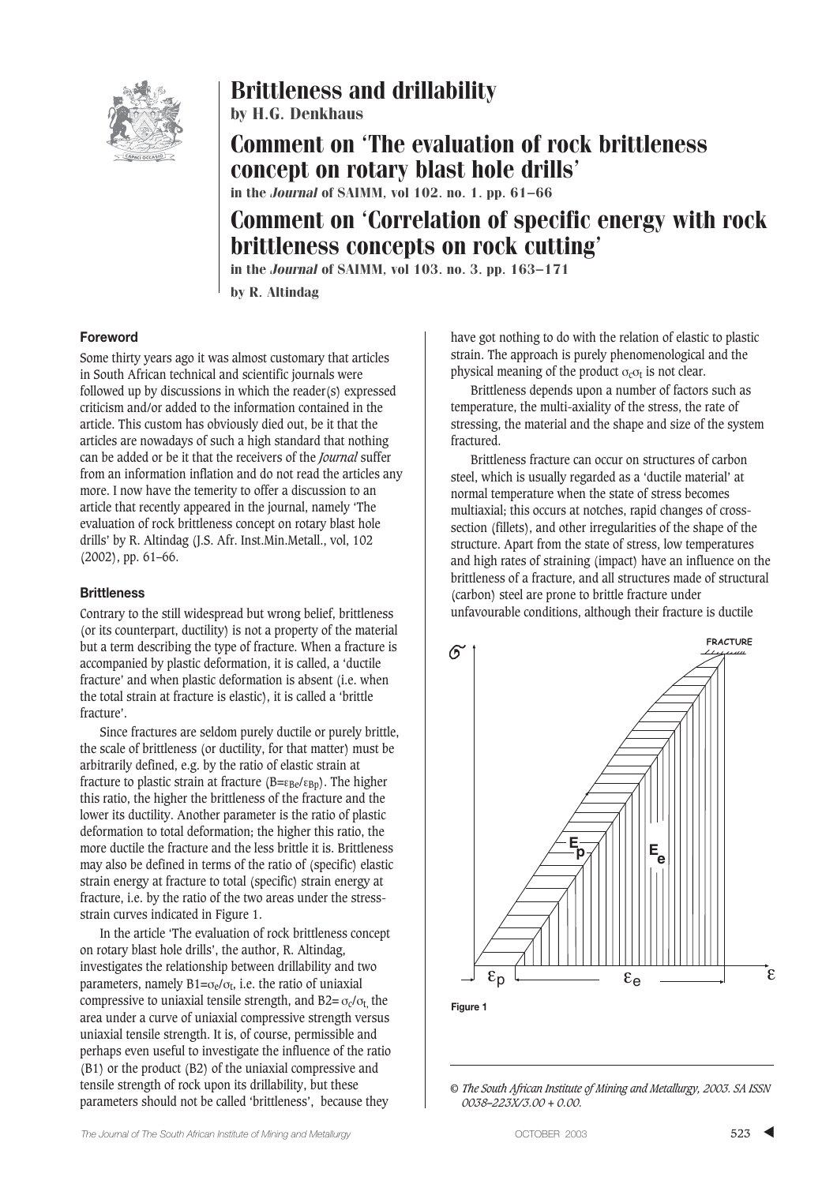# Brittleness and drillability

**by H.G. Denkhaus**

# Comment on 'The evaluation of rock brittleness concept on rotary blast hole drills'

**in the *Journal* of SAIMM, vol 102. no. 1. pp. 61–66**

# Comment on 'Correlation of specific energy with rock brittleness concepts on rock cutting'

**in the *Journal* of SAIMM, vol 103. no. 3. pp. 163–171**

**by R. Altindag**

### Foreword

Some thirty years ago it was almost customary that articles in South African technical and scientific journals were followed up by discussions in which the reader(s) expressed criticism and/or added to the information contained in the article. This custom has obviously died out, be it that the articles are nowadays of such a high standard that nothing can be added or be it that the receivers of the *Journal* suffer from an information inflation and do not read the articles any more. I now have the temerity to offer a discussion to an article that recently appeared in the journal, namely 'The evaluation of rock brittleness concept on rotary blast hole drills' by R. Altindag (J.S. Afr. Inst.Min.Metall., vol, 102 (2002), pp. 61–66.

### Brittleness

Contrary to the still widespread but wrong belief, brittleness (or its counterpart, ductility) is not a property of the material but a term describing the type of fracture. When a fracture is accompanied by plastic deformation, it is called, a 'ductile fracture' and when plastic deformation is absent (i.e. when the total strain at fracture is elastic), it is called a 'brittle fracture'.

Since fractures are seldom purely ductile or purely brittle, the scale of brittleness (or ductility, for that matter) must be arbitrarily defined, e.g. by the ratio of elastic strain at fracture to plastic strain at fracture ($B=\varepsilon_{Be}/\varepsilon_{Bp}$). The higher this ratio, the higher the brittleness of the fracture and the lower its ductility. Another parameter is the ratio of plastic deformation to total deformation; the higher this ratio, the more ductile the fracture and the less brittle it is. Brittleness may also be defined in terms of the ratio of (specific) elastic strain energy at fracture to total (specific) strain energy at fracture, i.e. by the ratio of the two areas under the stress-strain curves indicated in Figure 1.

In the article 'The evaluation of rock brittleness concept on rotary blast hole drills', the author, R. Altindag, investigates the relationship between drillability and two parameters, namely $B1=\sigma_c/\sigma_t$, i.e. the ratio of uniaxial compressive to uniaxial tensile strength, and $B2=\sigma_c/\sigma_t$, the area under a curve of uniaxial compressive strength versus uniaxial tensile strength. It is, of course, permissible and perhaps even useful to investigate the influence of the ratio (B1) or the product (B2) of the uniaxial compressive and tensile strength of rock upon its drillability, but these parameters should not be called 'brittleness', because they have got nothing to do with the relation of elastic to plastic strain. The approach is purely phenomenological and the physical meaning of the product $\sigma_c\sigma_t$ is not clear.

Brittleness depends upon a number of factors such as temperature, the multi-axiality of the stress, the rate of stressing, the material and the shape and size of the system fractured.

Brittleness fracture can occur on structures of carbon steel, which is usually regarded as a 'ductile material' at normal temperature when the state of stress becomes multiaxial; this occurs at notches, rapid changes of cross-section (fillets), and other irregularities of the shape of the structure. Apart from the state of stress, low temperatures and high rates of straining (impact) have an influence on the brittleness of a fracture, and all structures made of structural (carbon) steel are prone to brittle fracture under unfavourable conditions, although their fracture is ductile

Figure 1

© *The South African Institute of Mining and Metallurgy, 2003. SA ISSN 0038–223X/3.00 + 0.00.*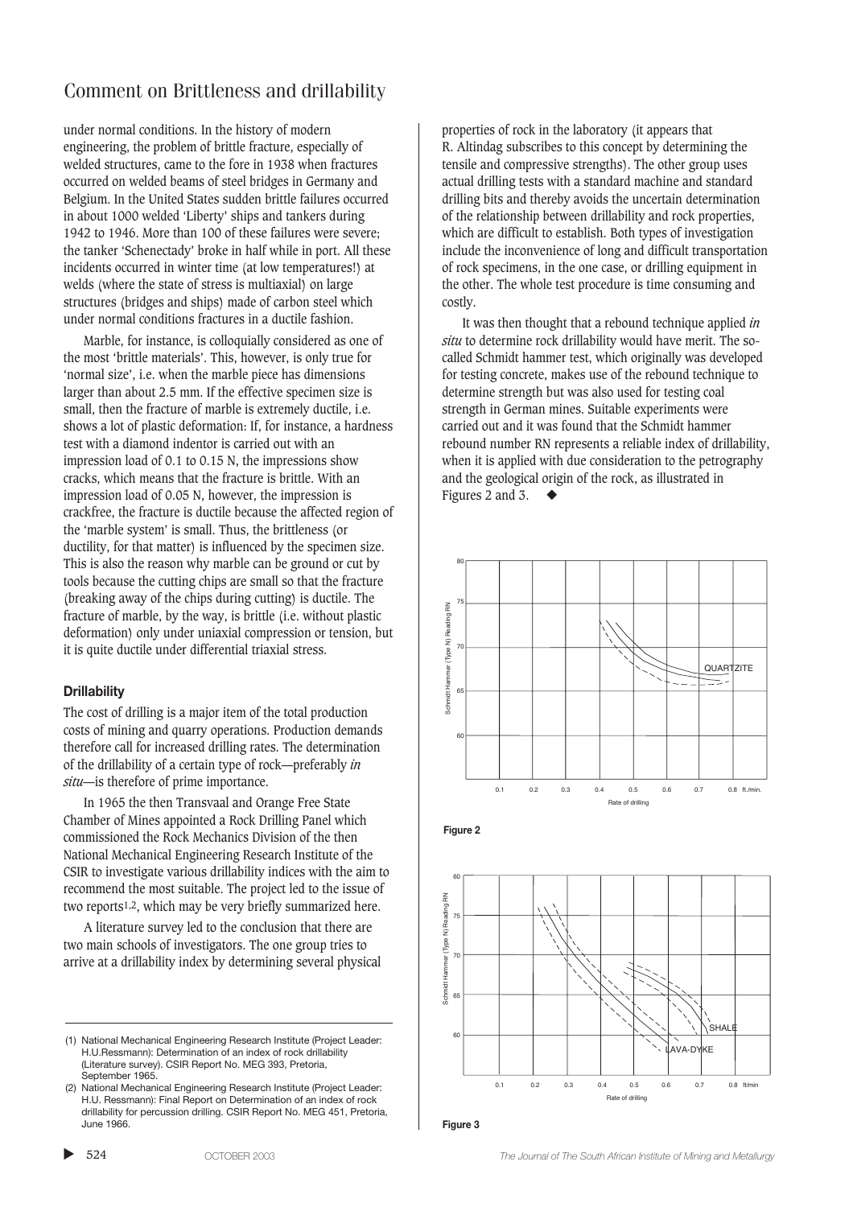under normal conditions. In the history of modern engineering, the problem of brittle fracture, especially of welded structures, came to the fore in 1938 when fractures occurred on welded beams of steel bridges in Germany and Belgium. In the United States sudden brittle failures occurred in about 1000 welded 'Liberty' ships and tankers during 1942 to 1946. More than 100 of these failures were severe; the tanker 'Schenectady' broke in half while in port. All these incidents occurred in winter time (at low temperatures!) at welds (where the state of stress is multiaxial) on large structures (bridges and ships) made of carbon steel which under normal conditions fractures in a ductile fashion.

Marble, for instance, is colloquially considered as one of the most 'brittle materials'. This, however, is only true for 'normal size', i.e. when the marble piece has dimensions larger than about 2.5 mm. If the effective specimen size is small, then the fracture of marble is extremely ductile, i.e. shows a lot of plastic deformation: If, for instance, a hardness test with a diamond indentor is carried out with an impression load of 0.1 to 0.15 N, the impressions show cracks, which means that the fracture is brittle. With an impression load of 0.05 N, however, the impression is crackfree, the fracture is ductile because the affected region of the 'marble system' is small. Thus, the brittleness (or ductility, for that matter) is influenced by the specimen size. This is also the reason why marble can be ground or cut by tools because the cutting chips are small so that the fracture (breaking away of the chips during cutting) is ductile. The fracture of marble, by the way, is brittle (i.e. without plastic deformation) only under uniaxial compression or tension, but it is quite ductile under differential triaxial stress.

### Drillability

The cost of drilling is a major item of the total production costs of mining and quarry operations. Production demands therefore call for increased drilling rates. The determination of the drillability of a certain type of rock—preferably *in situ*—is therefore of prime importance.

In 1965 the then Transvaal and Orange Free State Chamber of Mines appointed a Rock Drilling Panel which commissioned the Rock Mechanics Division of the then National Mechanical Engineering Research Institute of the CSIR to investigate various drillability indices with the aim to recommend the most suitable. The project led to the issue of two reports[1,2], which may be very briefly summarized here.

A literature survey led to the conclusion that there are two main schools of investigators. The one group tries to arrive at a drillability index by determining several physical properties of rock in the laboratory (it appears that R. Altindag subscribes to this concept by determining the tensile and compressive strengths). The other group uses actual drilling tests with a standard machine and standard drilling bits and thereby avoids the uncertain determination of the relationship between drillability and rock properties, which are difficult to establish. Both types of investigation include the inconvenience of long and difficult transportation of rock specimens, in the one case, or drilling equipment in the other. The whole test procedure is time consuming and costly.

It was then thought that a rebound technique applied *in situ* to determine rock drillability would have merit. The so-called Schmidt hammer test, which originally was developed for testing concrete, makes use of the rebound technique to determine strength but was also used for testing coal strength in German mines. Suitable experiments were carried out and it was found that the Schmidt hammer rebound number RN represents a reliable index of drillability, when it is applied with due consideration to the petrography and the geological origin of the rock, as illustrated in Figures 2 and 3. ◆

Schmidt Hammer (Type N) Reading RN
80
75
70
65
60
QUARTZITE
0.1 0.2 0.3 0.4 0.5 0.6 0.7 0.8 ft./min.
Rate of drilling

**Figure 2**

Schmidt Hammer (Type N) Reading RN
80
75
70
65
60
SHALE
LAVA-DYKE
0.1 0.2 0.3 0.4 0.5 0.6 0.7 0.8 ft/min
Rate of drilling

**Figure 3**

(1) National Mechanical Engineering Research Institute (Project Leader: H.U.Ressmann): Determination of an index of rock drillability (Literature survey). CSIR Report No. MEG 393, Pretoria, September 1965.

(2) National Mechanical Engineering Research Institute (Project Leader: H.U. Ressmann): Final Report on Determination of an index of rock drillability for percussion drilling. CSIR Report No. MEG 451, Pretoria, June 1966.